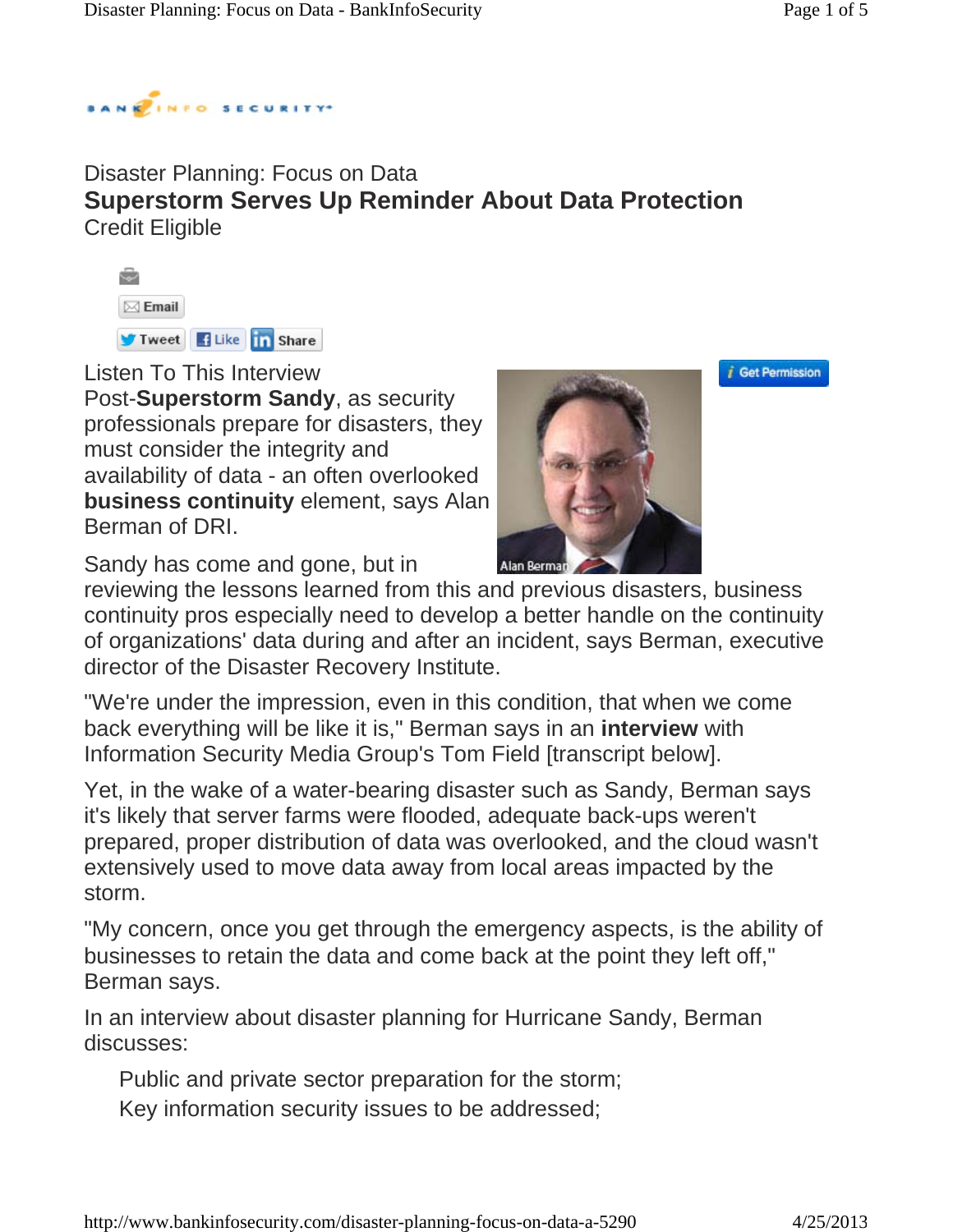Disaster Planning: Focus on Data

# Superstorm Serves Up Reminder About Data Protection

Credit Eligible

Email

Tweet Like Share

Get Permission

Listen To This Interview

Post-**Superstorm Sandy**, as security professionals prepare for disasters, they must consider the integrity and availability of data - an often overlooked **business continuity** element, says Alan Berman of DRI.

Alan Berman

Sandy has come and gone, but in reviewing the lessons learned from this and previous disasters, business continuity pros especially need to develop a better handle on the continuity of organizations' data during and after an incident, says Berman, executive director of the Disaster Recovery Institute.

"We're under the impression, even in this condition, that when we come back everything will be like it is," Berman says in an **interview** with Information Security Media Group's Tom Field [transcript below].

Yet, in the wake of a water-bearing disaster such as Sandy, Berman says it's likely that server farms were flooded, adequate back-ups weren't prepared, proper distribution of data was overlooked, and the cloud wasn't extensively used to move data away from local areas impacted by the storm.

"My concern, once you get through the emergency aspects, is the ability of businesses to retain the data and come back at the point they left off," Berman says.

In an interview about disaster planning for Hurricane Sandy, Berman discusses:

- Public and private sector preparation for the storm;
- Key information security issues to be addressed;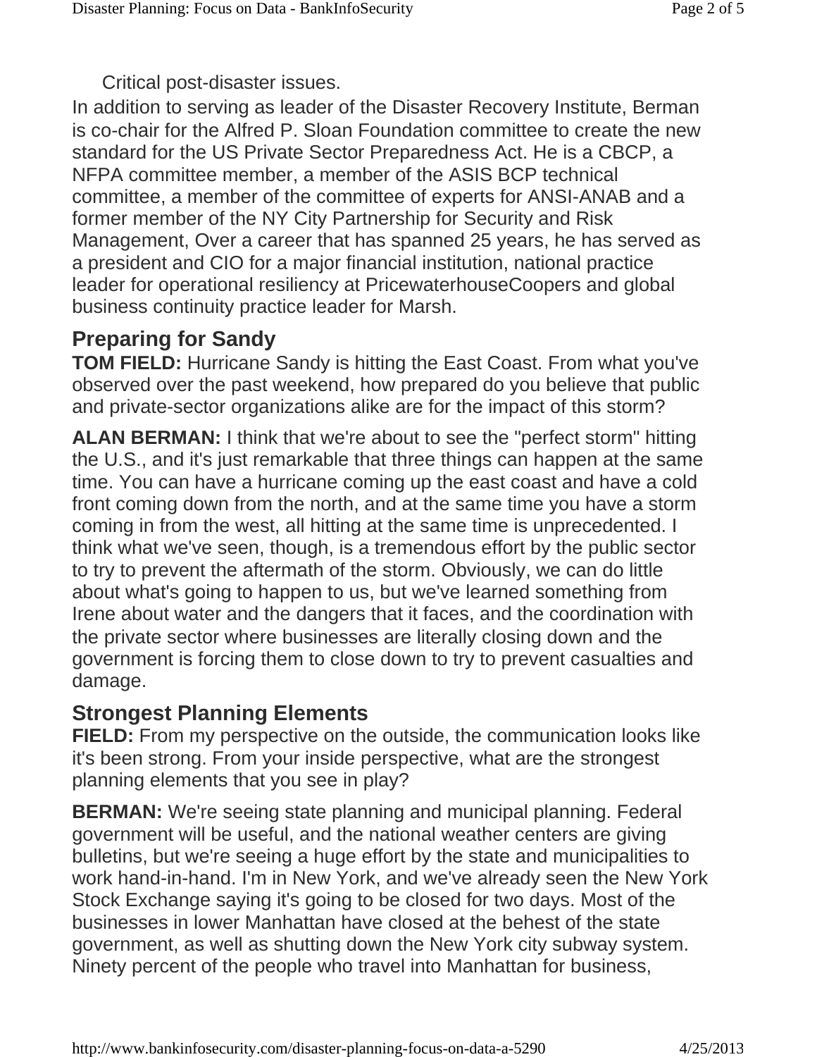Critical post-disaster issues.

In addition to serving as leader of the Disaster Recovery Institute, Berman is co-chair for the Alfred P. Sloan Foundation committee to create the new standard for the US Private Sector Preparedness Act. He is a CBCP, a NFPA committee member, a member of the ASIS BCP technical committee, a member of the committee of experts for ANSI-ANAB and a former member of the NY City Partnership for Security and Risk Management, Over a career that has spanned 25 years, he has served as a president and CIO for a major financial institution, national practice leader for operational resiliency at PricewaterhouseCoopers and global business continuity practice leader for Marsh.

## Preparing for Sandy

**TOM FIELD:** Hurricane Sandy is hitting the East Coast. From what you've observed over the past weekend, how prepared do you believe that public and private-sector organizations alike are for the impact of this storm?

**ALAN BERMAN:** I think that we're about to see the "perfect storm" hitting the U.S., and it's just remarkable that three things can happen at the same time. You can have a hurricane coming up the east coast and have a cold front coming down from the north, and at the same time you have a storm coming in from the west, all hitting at the same time is unprecedented. I think what we've seen, though, is a tremendous effort by the public sector to try to prevent the aftermath of the storm. Obviously, we can do little about what's going to happen to us, but we've learned something from Irene about water and the dangers that it faces, and the coordination with the private sector where businesses are literally closing down and the government is forcing them to close down to try to prevent casualties and damage.

## Strongest Planning Elements

**FIELD:** From my perspective on the outside, the communication looks like it's been strong. From your inside perspective, what are the strongest planning elements that you see in play?

**BERMAN:** We're seeing state planning and municipal planning. Federal government will be useful, and the national weather centers are giving bulletins, but we're seeing a huge effort by the state and municipalities to work hand-in-hand. I'm in New York, and we've already seen the New York Stock Exchange saying it's going to be closed for two days. Most of the businesses in lower Manhattan have closed at the behest of the state government, as well as shutting down the New York city subway system. Ninety percent of the people who travel into Manhattan for business,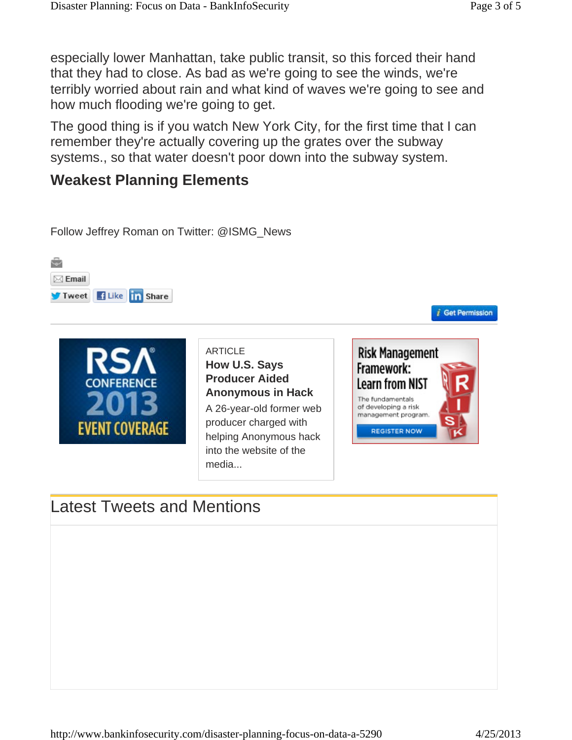especially lower Manhattan, take public transit, so this forced their hand that they had to close. As bad as we're going to see the winds, we're terribly worried about rain and what kind of waves we're going to see and how much flooding we're going to get.

The good thing is if you watch New York City, for the first time that I can remember they're actually covering up the grates over the subway systems., so that water doesn't poor down into the subway system.

## Weakest Planning Elements

Follow Jeffrey Roman on Twitter: @ISMG_News

Email

Tweet Like Share

Get Permission

ARTICLE

**How U.S. Says Producer Aided Anonymous in Hack**

A 26-year-old former web producer charged with helping Anonymous hack into the website of the media...

## Latest Tweets and Mentions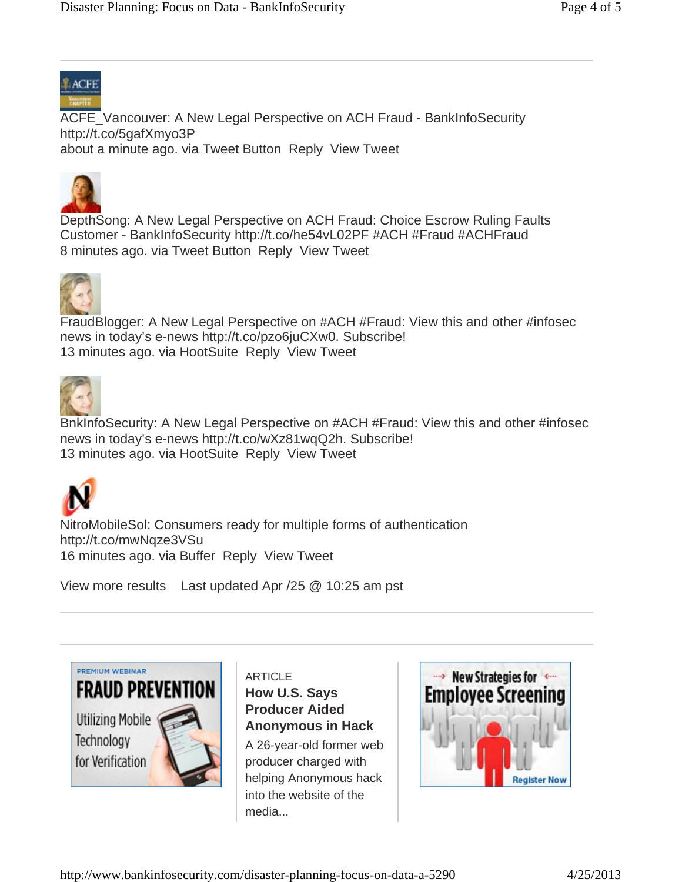ACFE_Vancouver: A New Legal Perspective on ACH Fraud - BankInfoSecurity http://t.co/5gafXmyo3P
about a minute ago. via Tweet Button Reply View Tweet

DepthSong: A New Legal Perspective on ACH Fraud: Choice Escrow Ruling Faults Customer - BankInfoSecurity http://t.co/he54vL02PF #ACH #Fraud #ACHFraud
8 minutes ago. via Tweet Button Reply View Tweet

FraudBlogger: A New Legal Perspective on #ACH #Fraud: View this and other #infosec news in today's e-news http://t.co/pzo6juCXw0. Subscribe!
13 minutes ago. via HootSuite Reply View Tweet

BnkInfoSecurity: A New Legal Perspective on #ACH #Fraud: View this and other #infosec news in today's e-news http://t.co/wXz81wqQ2h. Subscribe!
13 minutes ago. via HootSuite Reply View Tweet

NitroMobileSol: Consumers ready for multiple forms of authentication http://t.co/mwNqze3VSu
16 minutes ago. via Buffer Reply View Tweet

View more results Last updated Apr /25 @ 10:25 am pst

---

PREMIUM WEBINAR
**FRAUD PREVENTION**
Utilizing Mobile Technology for Verification

ARTICLE
**How U.S. Says Producer Aided Anonymous in Hack**
A 26-year-old former web producer charged with helping Anonymous hack into the website of the media...

New Strategies for **Employee Screening**
Register Now